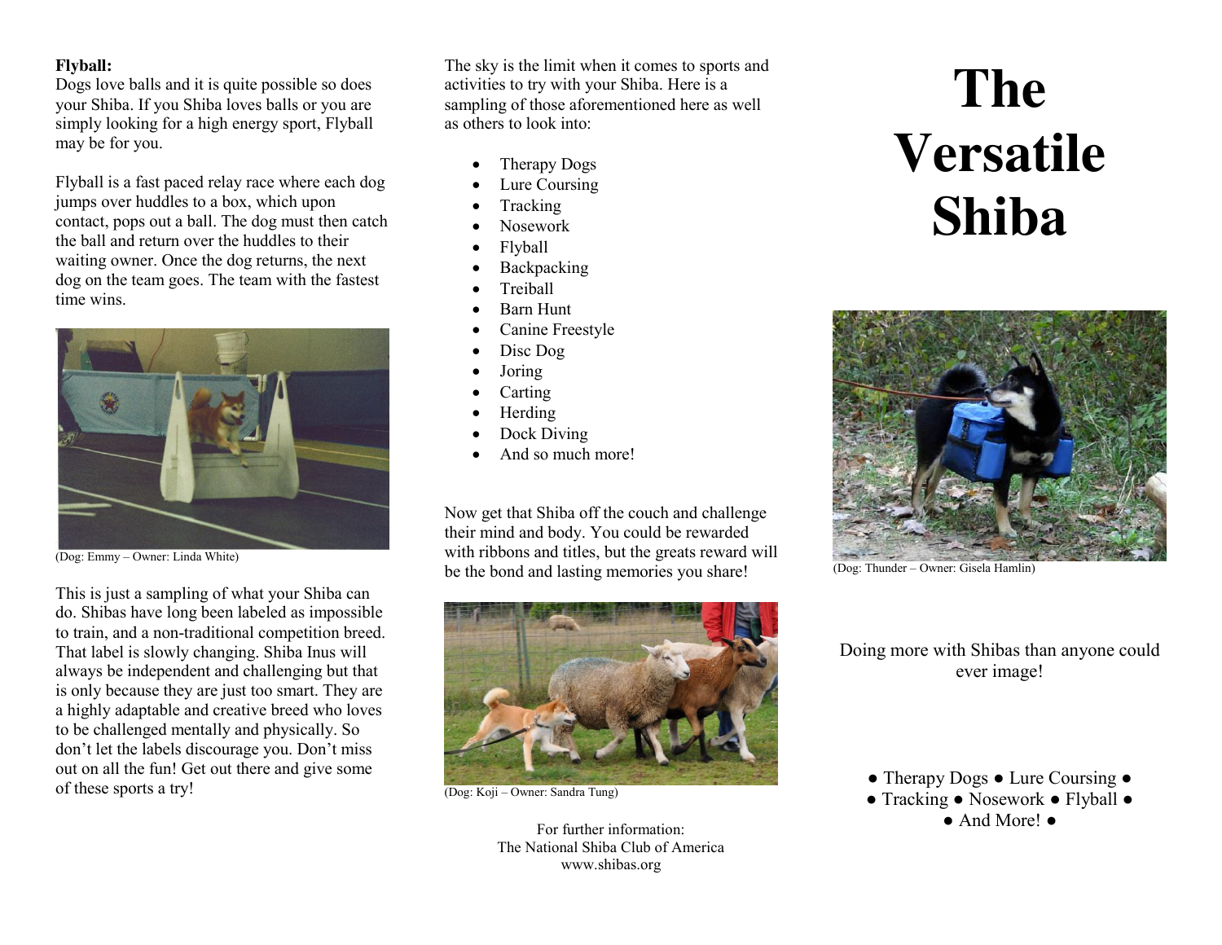**Flyball:**
Dogs love balls and it is quite possible so does your Shiba. If you Shiba loves balls or you are simply looking for a high energy sport, Flyball may be for you.

Flyball is a fast paced relay race where each dog jumps over huddles to a box, which upon contact, pops out a ball. The dog must then catch the ball and return over the huddles to their waiting owner. Once the dog returns, the next dog on the team goes. The team with the fastest time wins.

(Dog: Emmy – Owner: Linda White)

This is just a sampling of what your Shiba can do. Shibas have long been labeled as impossible to train, and a non-traditional competition breed. That label is slowly changing. Shiba Inus will always be independent and challenging but that is only because they are just too smart. They are a highly adaptable and creative breed who loves to be challenged mentally and physically. So don't let the labels discourage you. Don't miss out on all the fun! Get out there and give some of these sports a try!

The sky is the limit when it comes to sports and activities to try with your Shiba. Here is a sampling of those aforementioned here as well as others to look into:

- Therapy Dogs
- Lure Coursing
- Tracking
- Nosework
- Flyball
- Backpacking
- Treiball
- Barn Hunt
- Canine Freestyle
- Disc Dog
- Joring
- Carting
- Herding
- Dock Diving
- And so much more!

Now get that Shiba off the couch and challenge their mind and body. You could be rewarded with ribbons and titles, but the greats reward will be the bond and lasting memories you share!

(Dog: Koji – Owner: Sandra Tung)

For further information:
The National Shiba Club of America
www.shibas.org

# The Versatile Shiba

(Dog: Thunder – Owner: Gisela Hamlin)

Doing more with Shibas than anyone could ever image!

● Therapy Dogs ● Lure Coursing ●
● Tracking ● Nosework ● Flyball ●
● And More! ●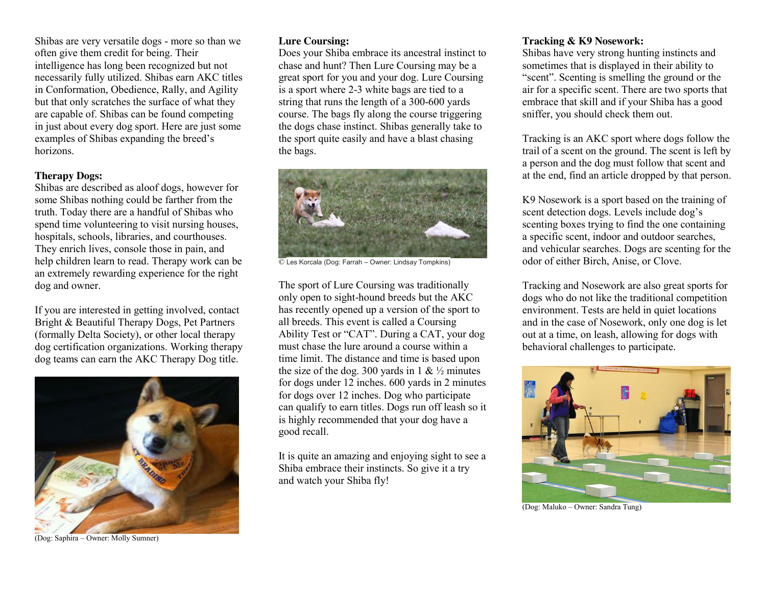Shibas are very versatile dogs - more so than we often give them credit for being. Their intelligence has long been recognized but not necessarily fully utilized. Shibas earn AKC titles in Conformation, Obedience, Rally, and Agility but that only scratches the surface of what they are capable of. Shibas can be found competing in just about every dog sport. Here are just some examples of Shibas expanding the breed's horizons.

**Therapy Dogs:**

Shibas are described as aloof dogs, however for some Shibas nothing could be farther from the truth. Today there are a handful of Shibas who spend time volunteering to visit nursing houses, hospitals, schools, libraries, and courthouses. They enrich lives, console those in pain, and help children learn to read. Therapy work can be an extremely rewarding experience for the right dog and owner.

If you are interested in getting involved, contact Bright & Beautiful Therapy Dogs, Pet Partners (formally Delta Society), or other local therapy dog certification organizations. Working therapy dog teams can earn the AKC Therapy Dog title.

(Dog: Saphira – Owner: Molly Sumner)

**Lure Coursing:**

Does your Shiba embrace its ancestral instinct to chase and hunt? Then Lure Coursing may be a great sport for you and your dog. Lure Coursing is a sport where 2-3 white bags are tied to a string that runs the length of a 300-600 yards course. The bags fly along the course triggering the dogs chase instinct. Shibas generally take to the sport quite easily and have a blast chasing the bags.

© Les Korcala (Dog: Farrah – Owner: Lindsay Tompkins)

The sport of Lure Coursing was traditionally only open to sight-hound breeds but the AKC has recently opened up a version of the sport to all breeds. This event is called a Coursing Ability Test or "CAT". During a CAT, your dog must chase the lure around a course within a time limit. The distance and time is based upon the size of the dog. 300 yards in 1 & ½ minutes for dogs under 12 inches. 600 yards in 2 minutes for dogs over 12 inches. Dog who participate can qualify to earn titles. Dogs run off leash so it is highly recommended that your dog have a good recall.

It is quite an amazing and enjoying sight to see a Shiba embrace their instincts. So give it a try and watch your Shiba fly!

**Tracking & K9 Nosework:**

Shibas have very strong hunting instincts and sometimes that is displayed in their ability to "scent". Scenting is smelling the ground or the air for a specific scent. There are two sports that embrace that skill and if your Shiba has a good sniffer, you should check them out.

Tracking is an AKC sport where dogs follow the trail of a scent on the ground. The scent is left by a person and the dog must follow that scent and at the end, find an article dropped by that person.

K9 Nosework is a sport based on the training of scent detection dogs. Levels include dog's scenting boxes trying to find the one containing a specific scent, indoor and outdoor searches, and vehicular searches. Dogs are scenting for the odor of either Birch, Anise, or Clove.

Tracking and Nosework are also great sports for dogs who do not like the traditional competition environment. Tests are held in quiet locations and in the case of Nosework, only one dog is let out at a time, on leash, allowing for dogs with behavioral challenges to participate.

(Dog: Maluko – Owner: Sandra Tung)